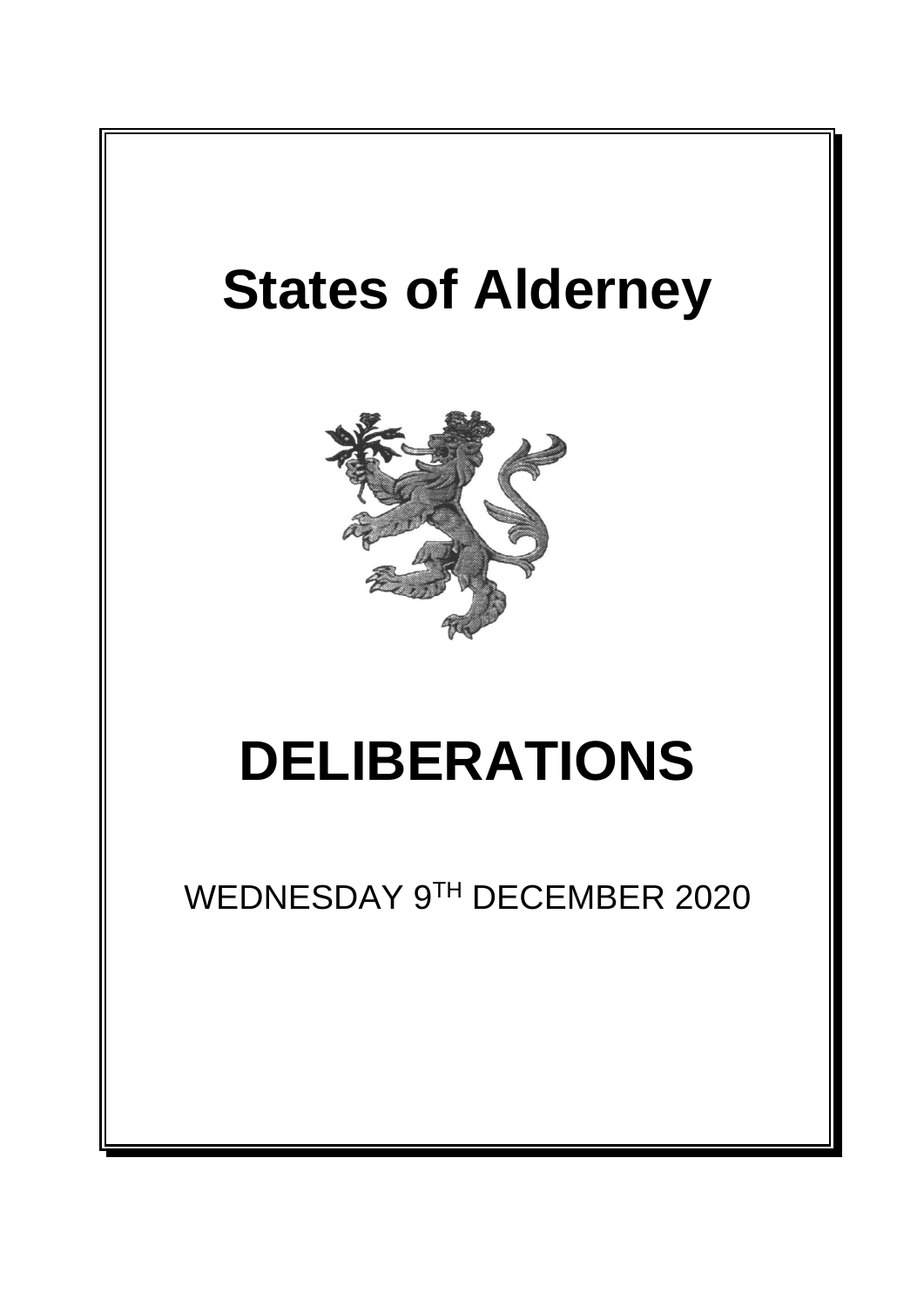# States of Alderney

# DELIBERATIONS

WEDNESDAY 9TH DECEMBER 2020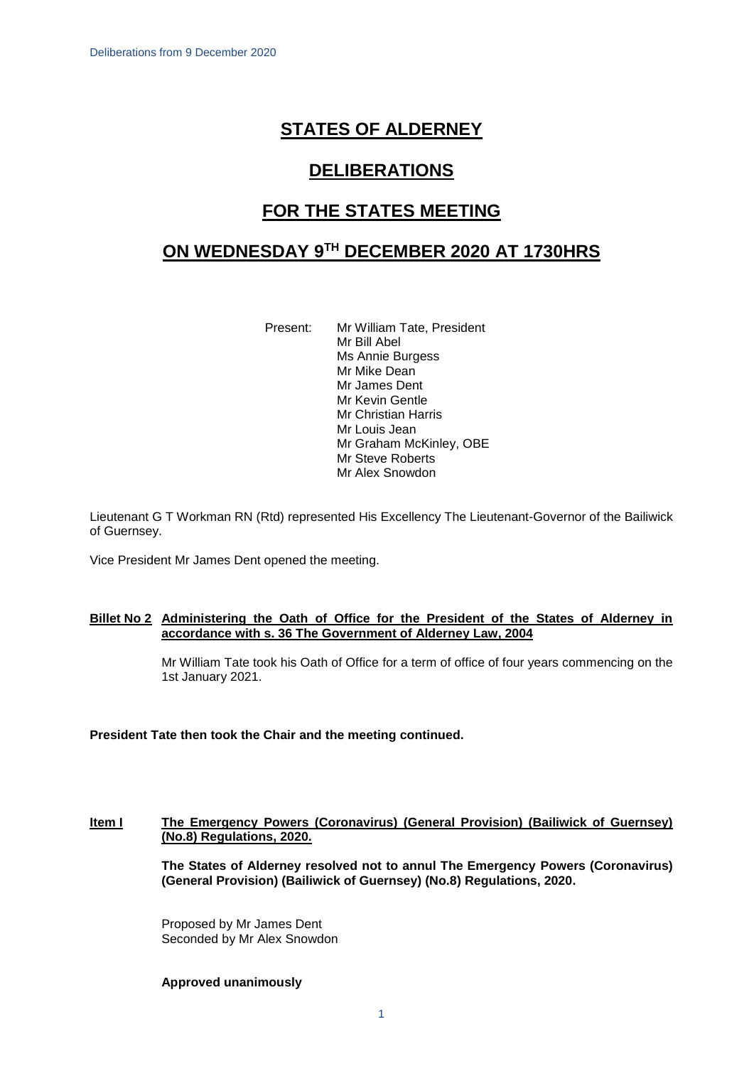# STATES OF ALDERNEY

# DELIBERATIONS

# FOR THE STATES MEETING

# ON WEDNESDAY 9TH DECEMBER 2020 AT 1730HRS

Present:
Mr William Tate, President
Mr Bill Abel
Ms Annie Burgess
Mr Mike Dean
Mr James Dent
Mr Kevin Gentle
Mr Christian Harris
Mr Louis Jean
Mr Graham McKinley, OBE
Mr Steve Roberts
Mr Alex Snowdon

Lieutenant G T Workman RN (Rtd) represented His Excellency The Lieutenant-Governor of the Bailiwick of Guernsey.

Vice President Mr James Dent opened the meeting.

**Billet No 2** **Administering the Oath of Office for the President of the States of Alderney in accordance with s. 36 The Government of Alderney Law, 2004**

Mr William Tate took his Oath of Office for a term of office of four years commencing on the 1st January 2021.

**President Tate then took the Chair and the meeting continued.**

**Item I** **The Emergency Powers (Coronavirus) (General Provision) (Bailiwick of Guernsey) (No.8) Regulations, 2020.**

**The States of Alderney resolved not to annul The Emergency Powers (Coronavirus) (General Provision) (Bailiwick of Guernsey) (No.8) Regulations, 2020.**

Proposed by Mr James Dent
Seconded by Mr Alex Snowdon

**Approved unanimously**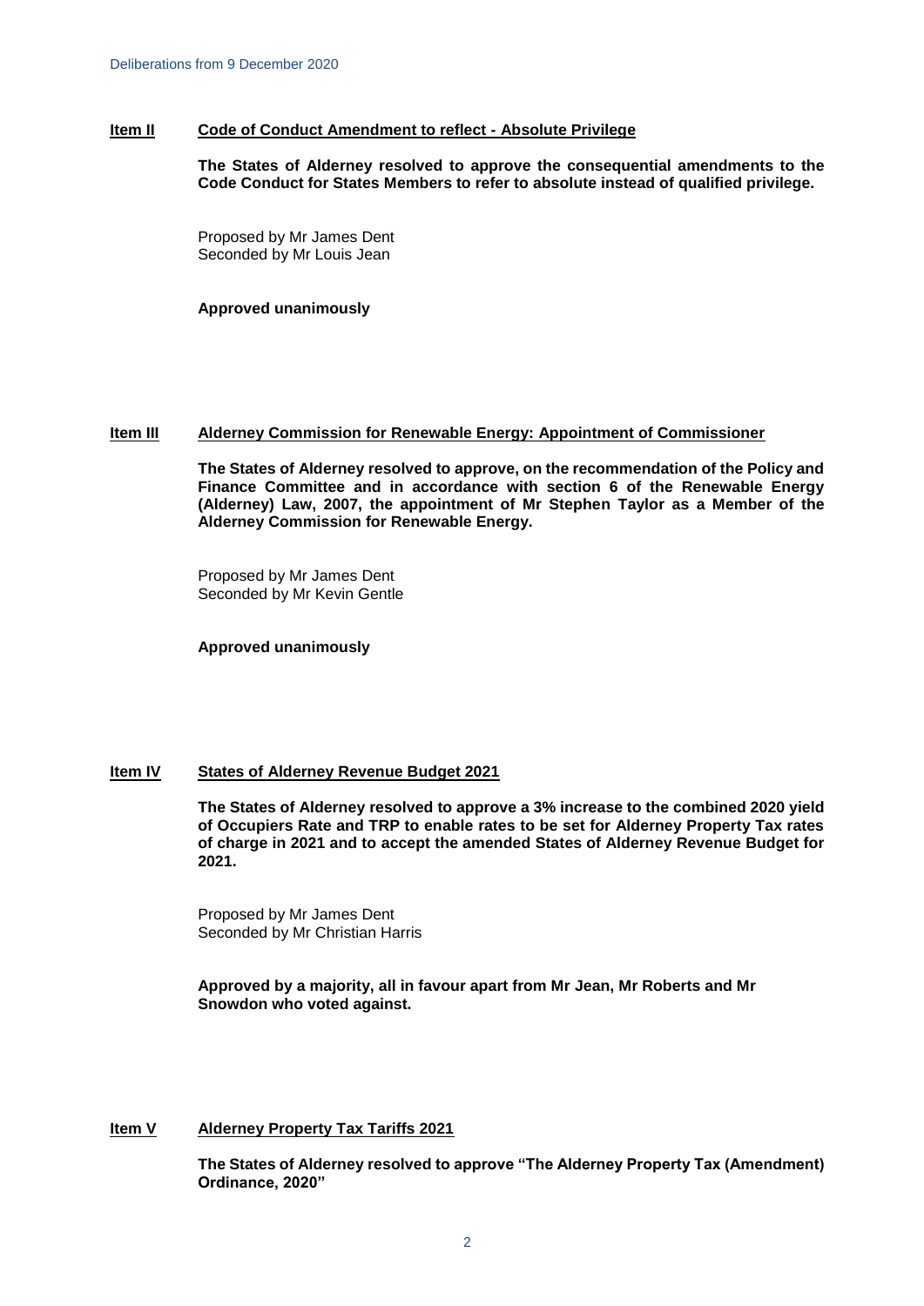**Item II** **Code of Conduct Amendment to reflect - Absolute Privilege**

**The States of Alderney resolved to approve the consequential amendments to the Code Conduct for States Members to refer to absolute instead of qualified privilege.**

Proposed by Mr James Dent
Seconded by Mr Louis Jean

**Approved unanimously**

**Item III** **Alderney Commission for Renewable Energy: Appointment of Commissioner**

**The States of Alderney resolved to approve, on the recommendation of the Policy and Finance Committee and in accordance with section 6 of the Renewable Energy (Alderney) Law, 2007, the appointment of Mr Stephen Taylor as a Member of the Alderney Commission for Renewable Energy.**

Proposed by Mr James Dent
Seconded by Mr Kevin Gentle

**Approved unanimously**

**Item IV** **States of Alderney Revenue Budget 2021**

**The States of Alderney resolved to approve a 3% increase to the combined 2020 yield of Occupiers Rate and TRP to enable rates to be set for Alderney Property Tax rates of charge in 2021 and to accept the amended States of Alderney Revenue Budget for 2021.**

Proposed by Mr James Dent
Seconded by Mr Christian Harris

**Approved by a majority, all in favour apart from Mr Jean, Mr Roberts and Mr Snowdon who voted against.**

**Item V** **Alderney Property Tax Tariffs 2021**

**The States of Alderney resolved to approve "The Alderney Property Tax (Amendment) Ordinance, 2020"**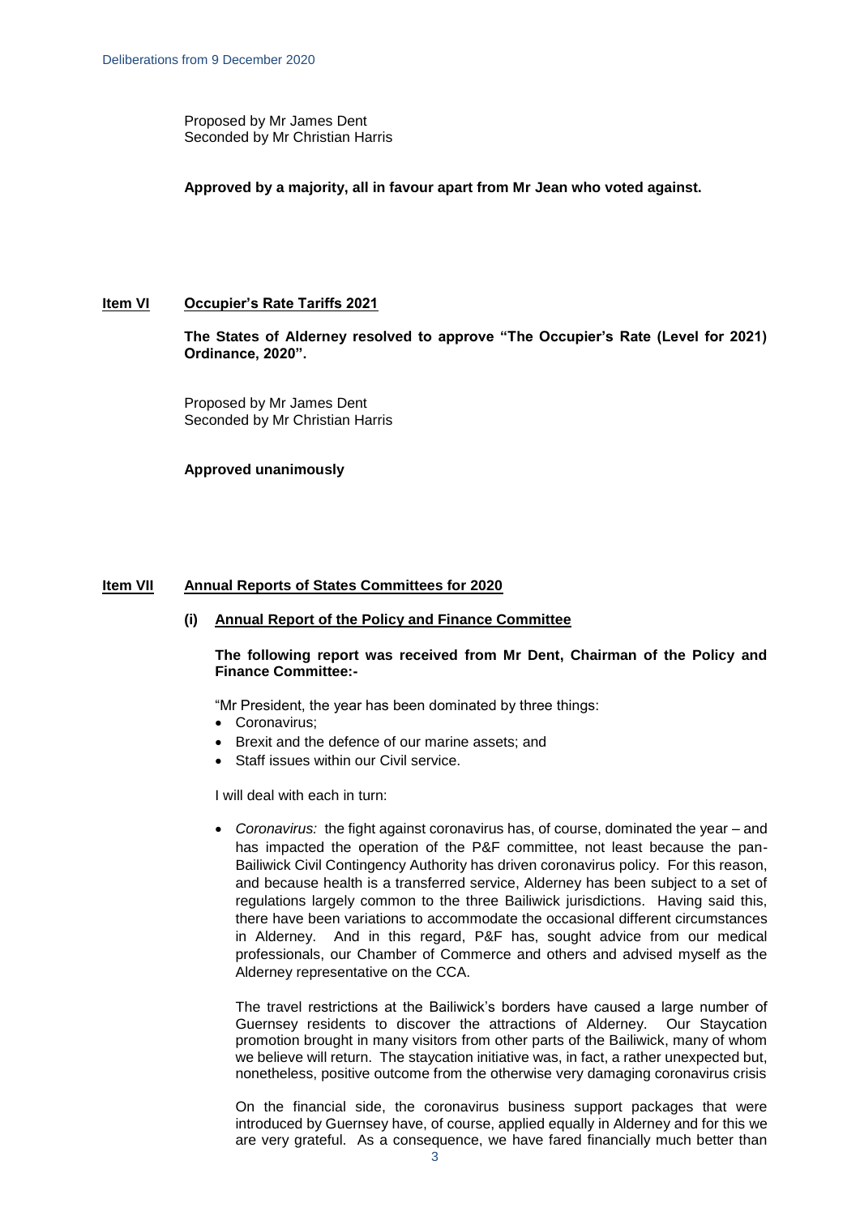Proposed by Mr James Dent
Seconded by Mr Christian Harris

**Approved by a majority, all in favour apart from Mr Jean who voted against.**

## Item VI Occupier's Rate Tariffs 2021

**The States of Alderney resolved to approve "The Occupier's Rate (Level for 2021) Ordinance, 2020".**

Proposed by Mr James Dent
Seconded by Mr Christian Harris

**Approved unanimously**

## Item VII Annual Reports of States Committees for 2020

### (i) Annual Report of the Policy and Finance Committee

**The following report was received from Mr Dent, Chairman of the Policy and Finance Committee:-**

"Mr President, the year has been dominated by three things:

- Coronavirus;
- Brexit and the defence of our marine assets; and
- Staff issues within our Civil service.

I will deal with each in turn:

- *Coronavirus:* the fight against coronavirus has, of course, dominated the year – and has impacted the operation of the P&F committee, not least because the pan-Bailiwick Civil Contingency Authority has driven coronavirus policy. For this reason, and because health is a transferred service, Alderney has been subject to a set of regulations largely common to the three Bailiwick jurisdictions. Having said this, there have been variations to accommodate the occasional different circumstances in Alderney. And in this regard, P&F has, sought advice from our medical professionals, our Chamber of Commerce and others and advised myself as the Alderney representative on the CCA.

  The travel restrictions at the Bailiwick's borders have caused a large number of Guernsey residents to discover the attractions of Alderney. Our Staycation promotion brought in many visitors from other parts of the Bailiwick, many of whom we believe will return. The staycation initiative was, in fact, a rather unexpected but, nonetheless, positive outcome from the otherwise very damaging coronavirus crisis

  On the financial side, the coronavirus business support packages that were introduced by Guernsey have, of course, applied equally in Alderney and for this we are very grateful. As a consequence, we have fared financially much better than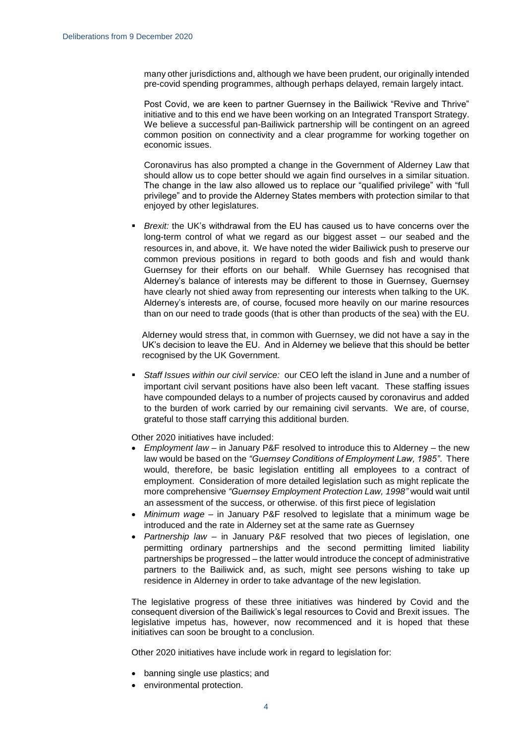many other jurisdictions and, although we have been prudent, our originally intended pre-covid spending programmes, although perhaps delayed, remain largely intact.

Post Covid, we are keen to partner Guernsey in the Bailiwick "Revive and Thrive" initiative and to this end we have been working on an Integrated Transport Strategy. We believe a successful pan-Bailiwick partnership will be contingent on an agreed common position on connectivity and a clear programme for working together on economic issues.

Coronavirus has also prompted a change in the Government of Alderney Law that should allow us to cope better should we again find ourselves in a similar situation. The change in the law also allowed us to replace our "qualified privilege" with "full privilege" and to provide the Alderney States members with protection similar to that enjoyed by other legislatures.

- *Brexit:* the UK's withdrawal from the EU has caused us to have concerns over the long-term control of what we regard as our biggest asset – our seabed and the resources in, and above, it. We have noted the wider Bailiwick push to preserve our common previous positions in regard to both goods and fish and would thank Guernsey for their efforts on our behalf. While Guernsey has recognised that Alderney's balance of interests may be different to those in Guernsey, Guernsey have clearly not shied away from representing our interests when talking to the UK. Alderney's interests are, of course, focused more heavily on our marine resources than on our need to trade goods (that is other than products of the sea) with the EU.

  Alderney would stress that, in common with Guernsey, we did not have a say in the UK's decision to leave the EU. And in Alderney we believe that this should be better recognised by the UK Government.

- *Staff Issues within our civil service:* our CEO left the island in June and a number of important civil servant positions have also been left vacant. These staffing issues have compounded delays to a number of projects caused by coronavirus and added to the burden of work carried by our remaining civil servants. We are, of course, grateful to those staff carrying this additional burden.

Other 2020 initiatives have included:

- *Employment law* – in January P&F resolved to introduce this to Alderney – the new law would be based on the *"Guernsey Conditions of Employment Law, 1985"*. There would, therefore, be basic legislation entitling all employees to a contract of employment. Consideration of more detailed legislation such as might replicate the more comprehensive *"Guernsey Employment Protection Law, 1998"* would wait until an assessment of the success, or otherwise. of this first piece of legislation
- *Minimum wage* – in January P&F resolved to legislate that a minimum wage be introduced and the rate in Alderney set at the same rate as Guernsey
- *Partnership law* – in January P&F resolved that two pieces of legislation, one permitting ordinary partnerships and the second permitting limited liability partnerships be progressed – the latter would introduce the concept of administrative partners to the Bailiwick and, as such, might see persons wishing to take up residence in Alderney in order to take advantage of the new legislation.

The legislative progress of these three initiatives was hindered by Covid and the consequent diversion of the Bailiwick's legal resources to Covid and Brexit issues. The legislative impetus has, however, now recommenced and it is hoped that these initiatives can soon be brought to a conclusion.

Other 2020 initiatives have include work in regard to legislation for:

- banning single use plastics; and
- environmental protection.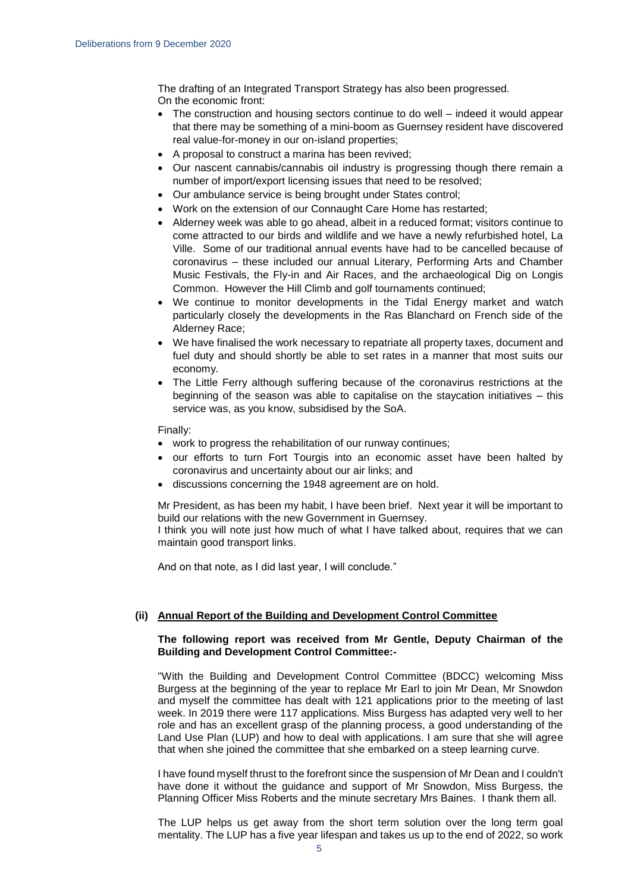The drafting of an Integrated Transport Strategy has also been progressed.
On the economic front:

- The construction and housing sectors continue to do well – indeed it would appear that there may be something of a mini-boom as Guernsey resident have discovered real value-for-money in our on-island properties;
- A proposal to construct a marina has been revived;
- Our nascent cannabis/cannabis oil industry is progressing though there remain a number of import/export licensing issues that need to be resolved;
- Our ambulance service is being brought under States control;
- Work on the extension of our Connaught Care Home has restarted;
- Alderney week was able to go ahead, albeit in a reduced format; visitors continue to come attracted to our birds and wildlife and we have a newly refurbished hotel, La Ville. Some of our traditional annual events have had to be cancelled because of coronavirus – these included our annual Literary, Performing Arts and Chamber Music Festivals, the Fly-in and Air Races, and the archaeological Dig on Longis Common. However the Hill Climb and golf tournaments continued;
- We continue to monitor developments in the Tidal Energy market and watch particularly closely the developments in the Ras Blanchard on French side of the Alderney Race;
- We have finalised the work necessary to repatriate all property taxes, document and fuel duty and should shortly be able to set rates in a manner that most suits our economy.
- The Little Ferry although suffering because of the coronavirus restrictions at the beginning of the season was able to capitalise on the staycation initiatives – this service was, as you know, subsidised by the SoA.

Finally:

- work to progress the rehabilitation of our runway continues;
- our efforts to turn Fort Tourgis into an economic asset have been halted by coronavirus and uncertainty about our air links; and
- discussions concerning the 1948 agreement are on hold.

Mr President, as has been my habit, I have been brief. Next year it will be important to build our relations with the new Government in Guernsey.
I think you will note just how much of what I have talked about, requires that we can maintain good transport links.

And on that note, as I did last year, I will conclude."

**(ii) <u>Annual Report of the Building and Development Control Committee</u>**

**The following report was received from Mr Gentle, Deputy Chairman of the Building and Development Control Committee:-**

"With the Building and Development Control Committee (BDCC) welcoming Miss Burgess at the beginning of the year to replace Mr Earl to join Mr Dean, Mr Snowdon and myself the committee has dealt with 121 applications prior to the meeting of last week. In 2019 there were 117 applications. Miss Burgess has adapted very well to her role and has an excellent grasp of the planning process, a good understanding of the Land Use Plan (LUP) and how to deal with applications. I am sure that she will agree that when she joined the committee that she embarked on a steep learning curve.

I have found myself thrust to the forefront since the suspension of Mr Dean and I couldn't have done it without the guidance and support of Mr Snowdon, Miss Burgess, the Planning Officer Miss Roberts and the minute secretary Mrs Baines. I thank them all.

The LUP helps us get away from the short term solution over the long term goal mentality. The LUP has a five year lifespan and takes us up to the end of 2022, so work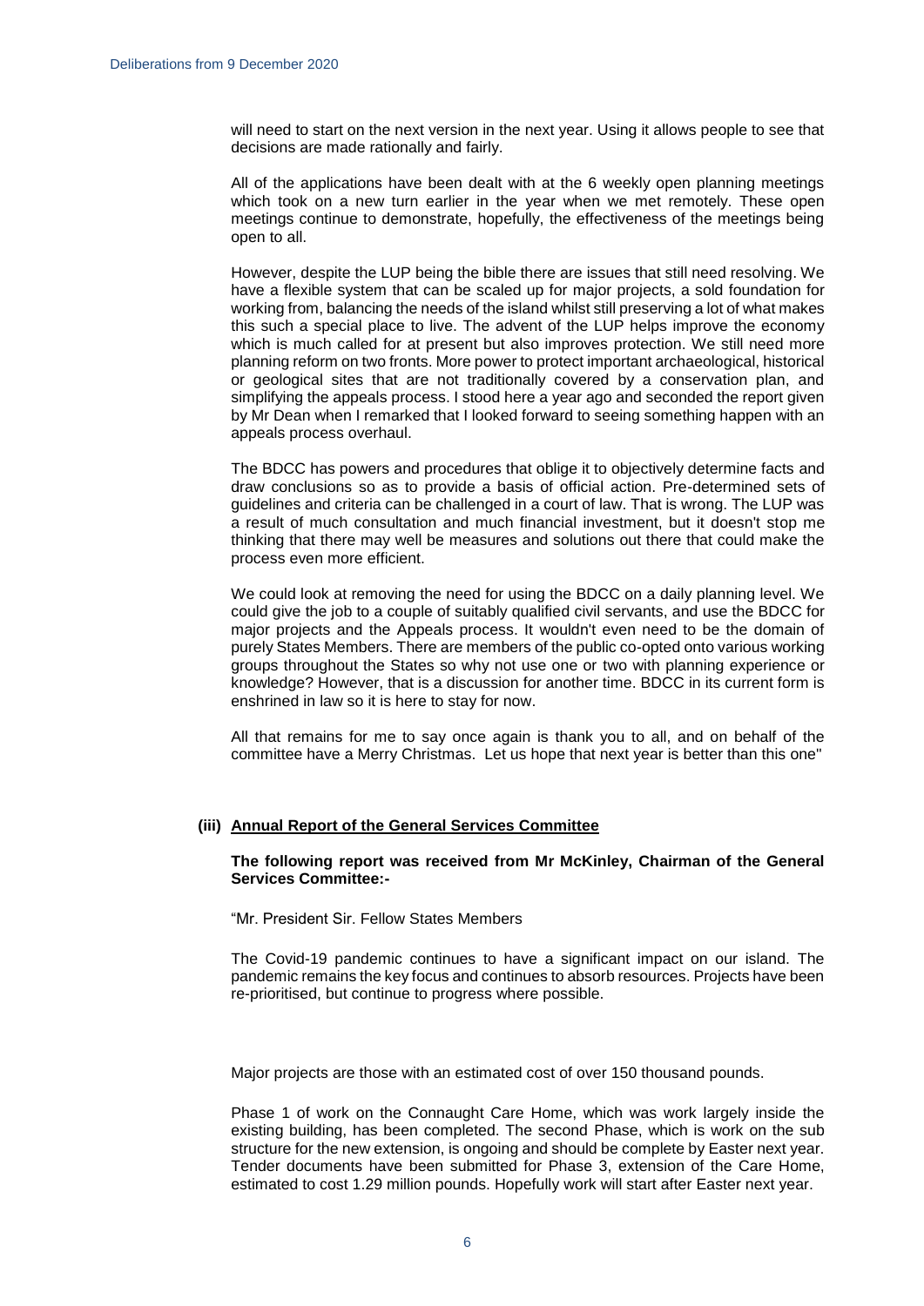will need to start on the next version in the next year. Using it allows people to see that decisions are made rationally and fairly.

All of the applications have been dealt with at the 6 weekly open planning meetings which took on a new turn earlier in the year when we met remotely. These open meetings continue to demonstrate, hopefully, the effectiveness of the meetings being open to all.

However, despite the LUP being the bible there are issues that still need resolving. We have a flexible system that can be scaled up for major projects, a sold foundation for working from, balancing the needs of the island whilst still preserving a lot of what makes this such a special place to live. The advent of the LUP helps improve the economy which is much called for at present but also improves protection. We still need more planning reform on two fronts. More power to protect important archaeological, historical or geological sites that are not traditionally covered by a conservation plan, and simplifying the appeals process. I stood here a year ago and seconded the report given by Mr Dean when I remarked that I looked forward to seeing something happen with an appeals process overhaul.

The BDCC has powers and procedures that oblige it to objectively determine facts and draw conclusions so as to provide a basis of official action. Pre-determined sets of guidelines and criteria can be challenged in a court of law. That is wrong. The LUP was a result of much consultation and much financial investment, but it doesn't stop me thinking that there may well be measures and solutions out there that could make the process even more efficient.

We could look at removing the need for using the BDCC on a daily planning level. We could give the job to a couple of suitably qualified civil servants, and use the BDCC for major projects and the Appeals process. It wouldn't even need to be the domain of purely States Members. There are members of the public co-opted onto various working groups throughout the States so why not use one or two with planning experience or knowledge? However, that is a discussion for another time. BDCC in its current form is enshrined in law so it is here to stay for now.

All that remains for me to say once again is thank you to all, and on behalf of the committee have a Merry Christmas. Let us hope that next year is better than this one"

### (iii) Annual Report of the General Services Committee

**The following report was received from Mr McKinley, Chairman of the General Services Committee:-**

"Mr. President Sir. Fellow States Members

The Covid-19 pandemic continues to have a significant impact on our island. The pandemic remains the key focus and continues to absorb resources. Projects have been re-prioritised, but continue to progress where possible.

Major projects are those with an estimated cost of over 150 thousand pounds.

Phase 1 of work on the Connaught Care Home, which was work largely inside the existing building, has been completed. The second Phase, which is work on the sub structure for the new extension, is ongoing and should be complete by Easter next year. Tender documents have been submitted for Phase 3, extension of the Care Home, estimated to cost 1.29 million pounds. Hopefully work will start after Easter next year.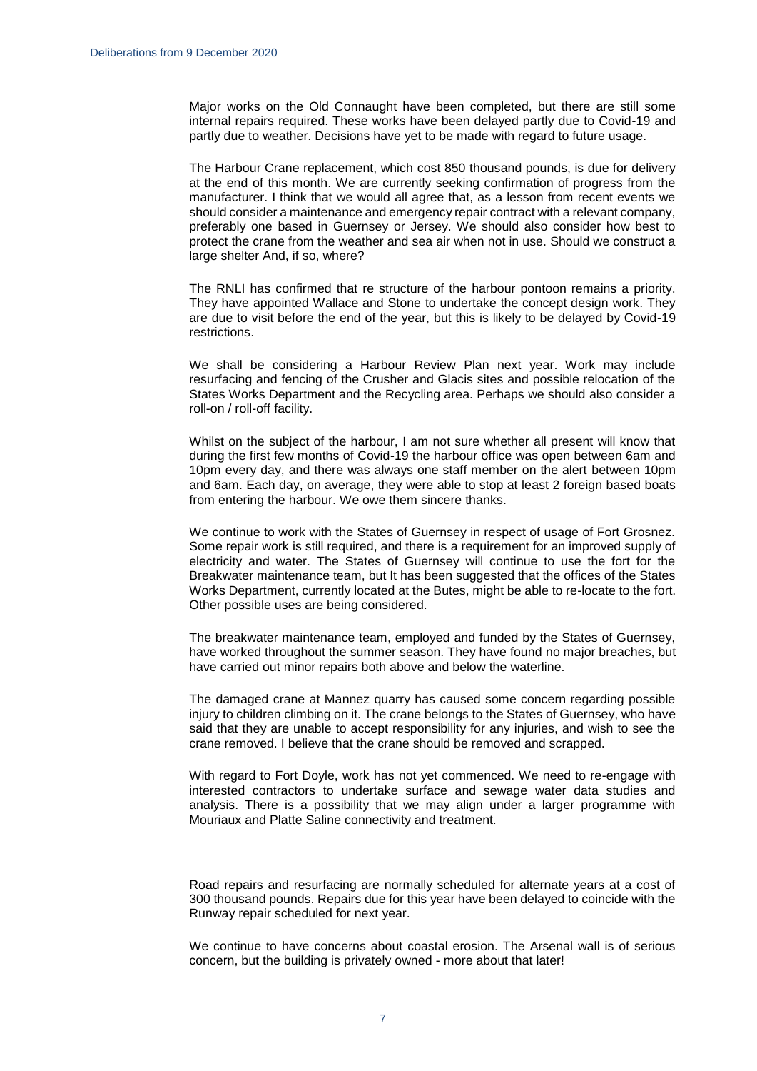Major works on the Old Connaught have been completed, but there are still some internal repairs required. These works have been delayed partly due to Covid-19 and partly due to weather. Decisions have yet to be made with regard to future usage.

The Harbour Crane replacement, which cost 850 thousand pounds, is due for delivery at the end of this month. We are currently seeking confirmation of progress from the manufacturer. I think that we would all agree that, as a lesson from recent events we should consider a maintenance and emergency repair contract with a relevant company, preferably one based in Guernsey or Jersey. We should also consider how best to protect the crane from the weather and sea air when not in use. Should we construct a large shelter And, if so, where?

The RNLI has confirmed that re structure of the harbour pontoon remains a priority. They have appointed Wallace and Stone to undertake the concept design work. They are due to visit before the end of the year, but this is likely to be delayed by Covid-19 restrictions.

We shall be considering a Harbour Review Plan next year. Work may include resurfacing and fencing of the Crusher and Glacis sites and possible relocation of the States Works Department and the Recycling area. Perhaps we should also consider a roll-on / roll-off facility.

Whilst on the subject of the harbour, I am not sure whether all present will know that during the first few months of Covid-19 the harbour office was open between 6am and 10pm every day, and there was always one staff member on the alert between 10pm and 6am. Each day, on average, they were able to stop at least 2 foreign based boats from entering the harbour. We owe them sincere thanks.

We continue to work with the States of Guernsey in respect of usage of Fort Grosnez. Some repair work is still required, and there is a requirement for an improved supply of electricity and water. The States of Guernsey will continue to use the fort for the Breakwater maintenance team, but It has been suggested that the offices of the States Works Department, currently located at the Butes, might be able to re-locate to the fort. Other possible uses are being considered.

The breakwater maintenance team, employed and funded by the States of Guernsey, have worked throughout the summer season. They have found no major breaches, but have carried out minor repairs both above and below the waterline.

The damaged crane at Mannez quarry has caused some concern regarding possible injury to children climbing on it. The crane belongs to the States of Guernsey, who have said that they are unable to accept responsibility for any injuries, and wish to see the crane removed. I believe that the crane should be removed and scrapped.

With regard to Fort Doyle, work has not yet commenced. We need to re-engage with interested contractors to undertake surface and sewage water data studies and analysis. There is a possibility that we may align under a larger programme with Mouriaux and Platte Saline connectivity and treatment.

Road repairs and resurfacing are normally scheduled for alternate years at a cost of 300 thousand pounds. Repairs due for this year have been delayed to coincide with the Runway repair scheduled for next year.

We continue to have concerns about coastal erosion. The Arsenal wall is of serious concern, but the building is privately owned - more about that later!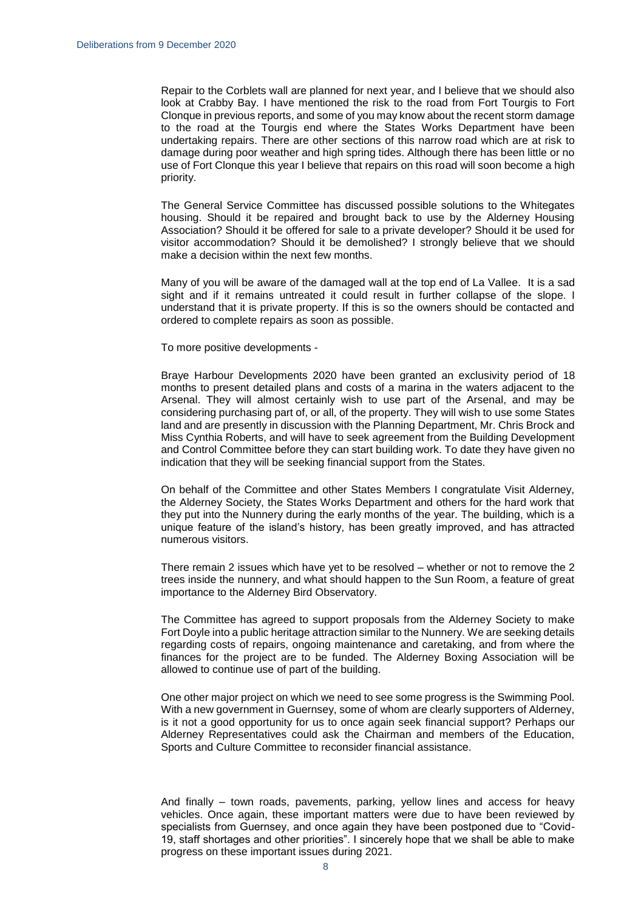Repair to the Corblets wall are planned for next year, and I believe that we should also look at Crabby Bay. I have mentioned the risk to the road from Fort Tourgis to Fort Clonque in previous reports, and some of you may know about the recent storm damage to the road at the Tourgis end where the States Works Department have been undertaking repairs. There are other sections of this narrow road which are at risk to damage during poor weather and high spring tides. Although there has been little or no use of Fort Clonque this year I believe that repairs on this road will soon become a high priority.

The General Service Committee has discussed possible solutions to the Whitegates housing. Should it be repaired and brought back to use by the Alderney Housing Association? Should it be offered for sale to a private developer? Should it be used for visitor accommodation? Should it be demolished? I strongly believe that we should make a decision within the next few months.

Many of you will be aware of the damaged wall at the top end of La Vallee. It is a sad sight and if it remains untreated it could result in further collapse of the slope. I understand that it is private property. If this is so the owners should be contacted and ordered to complete repairs as soon as possible.

To more positive developments -

Braye Harbour Developments 2020 have been granted an exclusivity period of 18 months to present detailed plans and costs of a marina in the waters adjacent to the Arsenal. They will almost certainly wish to use part of the Arsenal, and may be considering purchasing part of, or all, of the property. They will wish to use some States land and are presently in discussion with the Planning Department, Mr. Chris Brock and Miss Cynthia Roberts, and will have to seek agreement from the Building Development and Control Committee before they can start building work. To date they have given no indication that they will be seeking financial support from the States.

On behalf of the Committee and other States Members I congratulate Visit Alderney, the Alderney Society, the States Works Department and others for the hard work that they put into the Nunnery during the early months of the year. The building, which is a unique feature of the island's history, has been greatly improved, and has attracted numerous visitors.

There remain 2 issues which have yet to be resolved – whether or not to remove the 2 trees inside the nunnery, and what should happen to the Sun Room, a feature of great importance to the Alderney Bird Observatory.

The Committee has agreed to support proposals from the Alderney Society to make Fort Doyle into a public heritage attraction similar to the Nunnery. We are seeking details regarding costs of repairs, ongoing maintenance and caretaking, and from where the finances for the project are to be funded. The Alderney Boxing Association will be allowed to continue use of part of the building.

One other major project on which we need to see some progress is the Swimming Pool. With a new government in Guernsey, some of whom are clearly supporters of Alderney, is it not a good opportunity for us to once again seek financial support? Perhaps our Alderney Representatives could ask the Chairman and members of the Education, Sports and Culture Committee to reconsider financial assistance.

And finally – town roads, pavements, parking, yellow lines and access for heavy vehicles. Once again, these important matters were due to have been reviewed by specialists from Guernsey, and once again they have been postponed due to "Covid-19, staff shortages and other priorities". I sincerely hope that we shall be able to make progress on these important issues during 2021.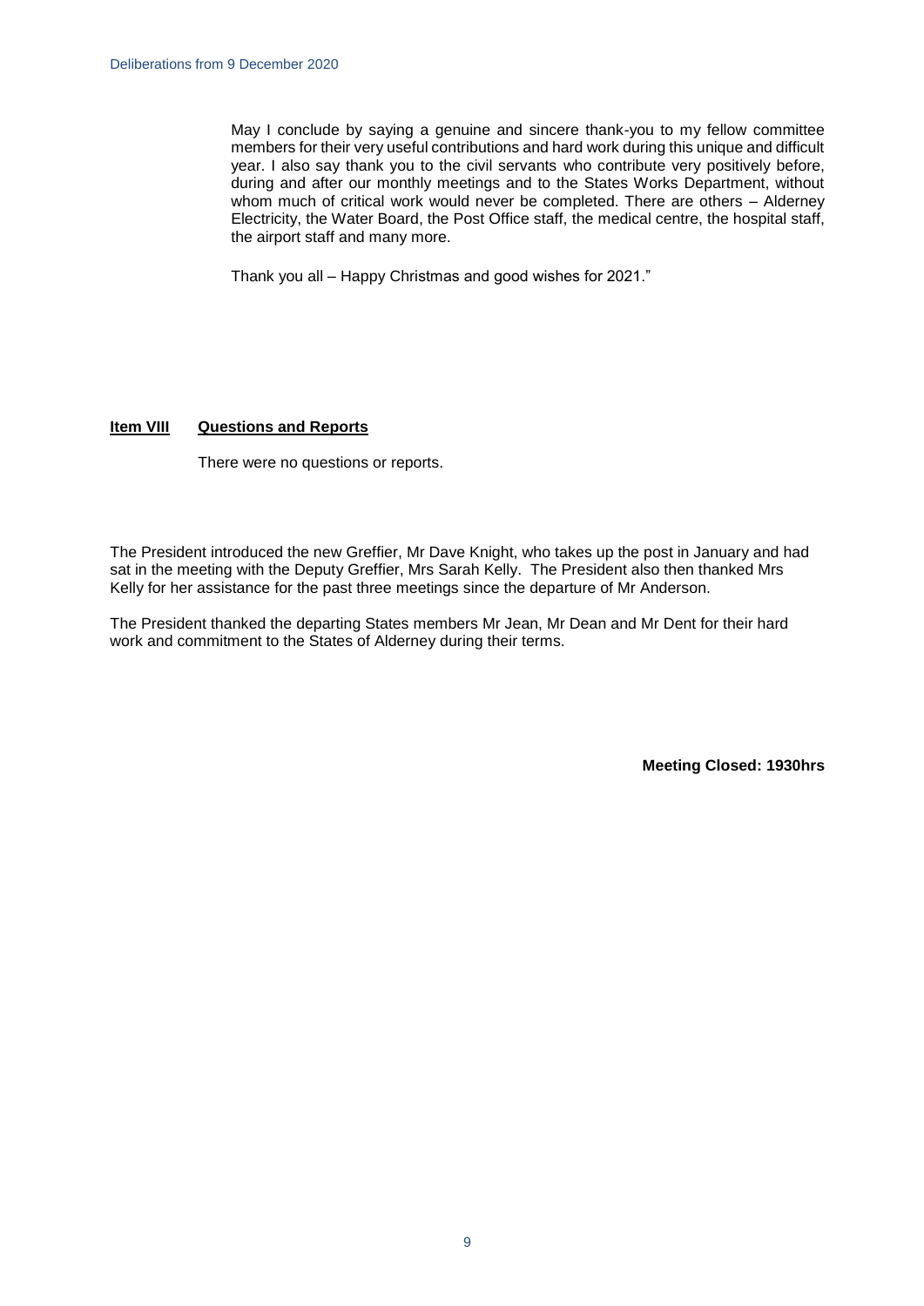May I conclude by saying a genuine and sincere thank-you to my fellow committee members for their very useful contributions and hard work during this unique and difficult year. I also say thank you to the civil servants who contribute very positively before, during and after our monthly meetings and to the States Works Department, without whom much of critical work would never be completed. There are others – Alderney Electricity, the Water Board, the Post Office staff, the medical centre, the hospital staff, the airport staff and many more.

Thank you all – Happy Christmas and good wishes for 2021."

**Item VIII Questions and Reports**

There were no questions or reports.

The President introduced the new Greffier, Mr Dave Knight, who takes up the post in January and had sat in the meeting with the Deputy Greffier, Mrs Sarah Kelly. The President also then thanked Mrs Kelly for her assistance for the past three meetings since the departure of Mr Anderson.

The President thanked the departing States members Mr Jean, Mr Dean and Mr Dent for their hard work and commitment to the States of Alderney during their terms.

**Meeting Closed: 1930hrs**